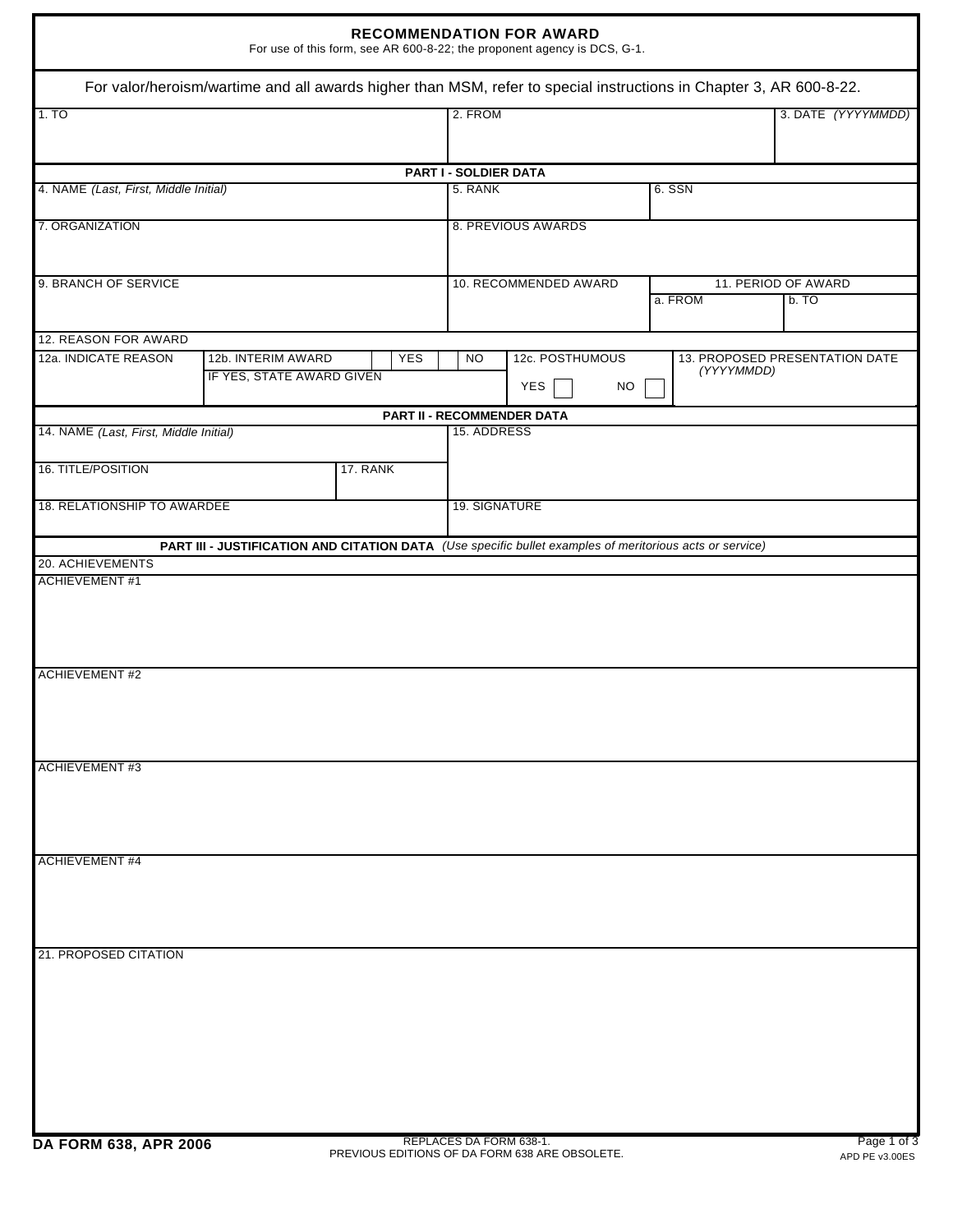# RECOMMENDATION FOR AWARD

For use of this form, see AR 600-8-22; the proponent agency is DCS, G-1.

For valor/heroism/wartime and all awards higher than MSM, refer to special instructions in Chapter 3, AR 600-8-22.

| 1. TO | 2. FROM | 3. DATE *(YYYYMMDD)* |
|---|---|---|
| | | |

## PART I - SOLDIER DATA

| 4. NAME *(Last, First, Middle Initial)* | 5. RANK | 6. SSN |
|---|---|---|
| 7. ORGANIZATION | 8. PREVIOUS AWARDS | |
| 9. BRANCH OF SERVICE | 10. RECOMMENDED AWARD | 11. PERIOD OF AWARD a. FROM / b. TO |

12. REASON FOR AWARD

| 12a. INDICATE REASON | 12b. INTERIM AWARD YES / NO — IF YES, STATE AWARD GIVEN | 12c. POSTHUMOUS YES / NO | 13. PROPOSED PRESENTATION DATE *(YYYYMMDD)* |
|---|---|---|---|
| | | | |

## PART II - RECOMMENDER DATA

| 14. NAME *(Last, First, Middle Initial)* | | 15. ADDRESS |
|---|---|---|
| 16. TITLE/POSITION | 17. RANK | |
| 18. RELATIONSHIP TO AWARDEE | | 19. SIGNATURE |

## PART III - JUSTIFICATION AND CITATION DATA *(Use specific bullet examples of meritorious acts or service)*

20. ACHIEVEMENTS

ACHIEVEMENT #1

ACHIEVEMENT #2

ACHIEVEMENT #3

ACHIEVEMENT #4

21. PROPOSED CITATION

**DA FORM 638, APR 2006**

REPLACES DA FORM 638-1.
PREVIOUS EDITIONS OF DA FORM 638 ARE OBSOLETE.

APD PE v3.00ES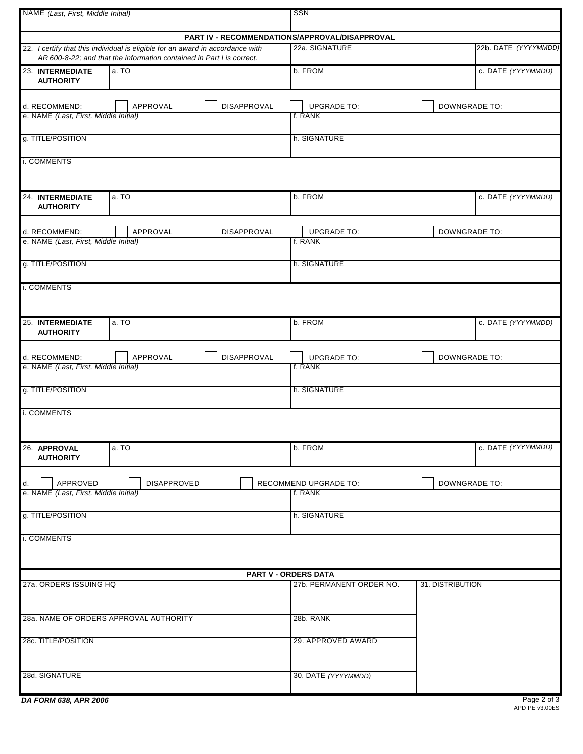| NAME *(Last, First, Middle Initial)* | SSN |
|---|---|
| | |

## PART IV - RECOMMENDATIONS/APPROVAL/DISAPPROVAL

| 22. *I certify that this individual is eligible for an award in accordance with AR 600-8-22; and that the information contained in Part I is correct.* | 22a. SIGNATURE | 22b. DATE *(YYYYMMDD)* |
|---|---|---|

| 23. **INTERMEDIATE AUTHORITY** | a. TO | b. FROM | c. DATE *(YYYYMMDD)* |
|---|---|---|---|
| d. RECOMMEND: ☐ APPROVAL ☐ DISAPPROVAL | | ☐ UPGRADE TO: ☐ DOWNGRADE TO: | |
| e. NAME *(Last, First, Middle Initial)* | | f. RANK | |
| g. TITLE/POSITION | | h. SIGNATURE | |
| i. COMMENTS | | | |

| 24. **INTERMEDIATE AUTHORITY** | a. TO | b. FROM | c. DATE *(YYYYMMDD)* |
|---|---|---|---|
| d. RECOMMEND: ☐ APPROVAL ☐ DISAPPROVAL | | ☐ UPGRADE TO: ☐ DOWNGRADE TO: | |
| e. NAME *(Last, First, Middle Initial)* | | f. RANK | |
| g. TITLE/POSITION | | h. SIGNATURE | |
| i. COMMENTS | | | |

| 25. **INTERMEDIATE AUTHORITY** | a. TO | b. FROM | c. DATE *(YYYYMMDD)* |
|---|---|---|---|
| d. RECOMMEND: ☐ APPROVAL ☐ DISAPPROVAL | | ☐ UPGRADE TO: ☐ DOWNGRADE TO: | |
| e. NAME *(Last, First, Middle Initial)* | | f. RANK | |
| g. TITLE/POSITION | | h. SIGNATURE | |
| i. COMMENTS | | | |

| 26. **APPROVAL AUTHORITY** | a. TO | b. FROM | c. DATE *(YYYYMMDD)* |
|---|---|---|---|
| d. ☐ APPROVED ☐ DISAPPROVED | | ☐ RECOMMEND UPGRADE TO: ☐ DOWNGRADE TO: | |
| e. NAME *(Last, First, Middle Initial)* | | f. RANK | |
| g. TITLE/POSITION | | h. SIGNATURE | |
| i. COMMENTS | | | |

## PART V - ORDERS DATA

| 27a. ORDERS ISSUING HQ | 27b. PERMANENT ORDER NO. | 31. DISTRIBUTION |
|---|---|---|
| 28a. NAME OF ORDERS APPROVAL AUTHORITY | 28b. RANK | |
| 28c. TITLE/POSITION | 29. APPROVED AWARD | |
| 28d. SIGNATURE | 30. DATE *(YYYYMMDD)* | |

**DA FORM 638, APR 2006**

APD PE v3.00ES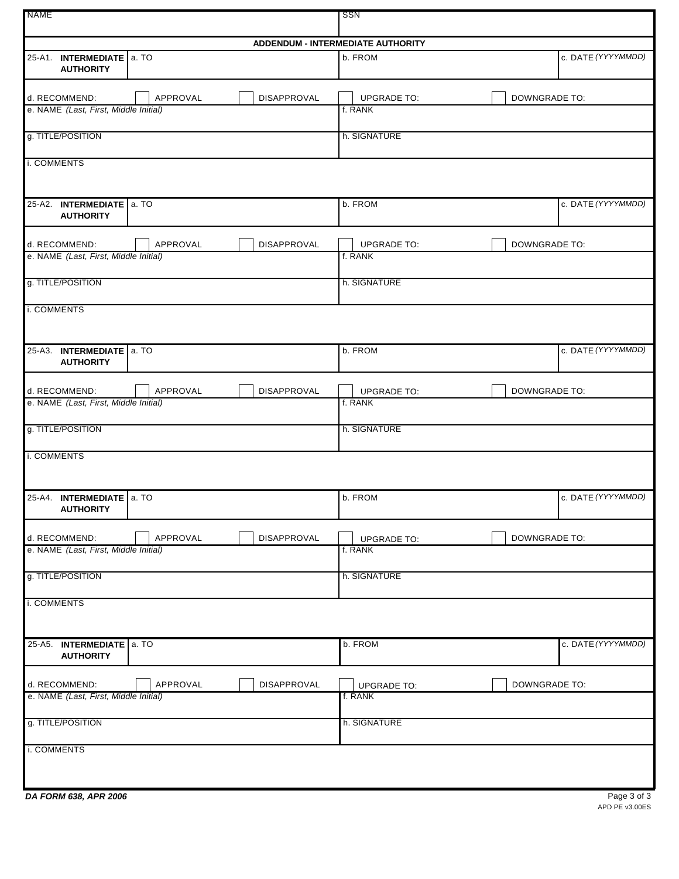| NAME | SSN |
| --- | --- |
| | |

## ADDENDUM - INTERMEDIATE AUTHORITY

| 25-A1. **INTERMEDIATE AUTHORITY** | a. TO | b. FROM | c. DATE *(YYYYMMDD)* |
| --- | --- | --- | --- |
| d. RECOMMEND: ☐ APPROVAL ☐ DISAPPROVAL | | ☐ UPGRADE TO: | ☐ DOWNGRADE TO: |
| e. NAME *(Last, First, Middle Initial)* | | f. RANK | |
| g. TITLE/POSITION | | h. SIGNATURE | |
| i. COMMENTS | | | |

| 25-A2. **INTERMEDIATE AUTHORITY** | a. TO | b. FROM | c. DATE *(YYYYMMDD)* |
| --- | --- | --- | --- |
| d. RECOMMEND: ☐ APPROVAL ☐ DISAPPROVAL | | ☐ UPGRADE TO: | ☐ DOWNGRADE TO: |
| e. NAME *(Last, First, Middle Initial)* | | f. RANK | |
| g. TITLE/POSITION | | h. SIGNATURE | |
| i. COMMENTS | | | |

| 25-A3. **INTERMEDIATE AUTHORITY** | a. TO | b. FROM | c. DATE *(YYYYMMDD)* |
| --- | --- | --- | --- |
| d. RECOMMEND: ☐ APPROVAL ☐ DISAPPROVAL | | ☐ UPGRADE TO: | ☐ DOWNGRADE TO: |
| e. NAME *(Last, First, Middle Initial)* | | f. RANK | |
| g. TITLE/POSITION | | h. SIGNATURE | |
| i. COMMENTS | | | |

| 25-A4. **INTERMEDIATE AUTHORITY** | a. TO | b. FROM | c. DATE *(YYYYMMDD)* |
| --- | --- | --- | --- |
| d. RECOMMEND: ☐ APPROVAL ☐ DISAPPROVAL | | ☐ UPGRADE TO: | ☐ DOWNGRADE TO: |
| e. NAME *(Last, First, Middle Initial)* | | f. RANK | |
| g. TITLE/POSITION | | h. SIGNATURE | |
| i. COMMENTS | | | |

| 25-A5. **INTERMEDIATE AUTHORITY** | a. TO | b. FROM | c. DATE *(YYYYMMDD)* |
| --- | --- | --- | --- |
| d. RECOMMEND: ☐ APPROVAL ☐ DISAPPROVAL | | ☐ UPGRADE TO: | ☐ DOWNGRADE TO: |
| e. NAME *(Last, First, Middle Initial)* | | f. RANK | |
| g. TITLE/POSITION | | h. SIGNATURE | |
| i. COMMENTS | | | |

***DA FORM 638, APR 2006***

APD PE v3.00ES